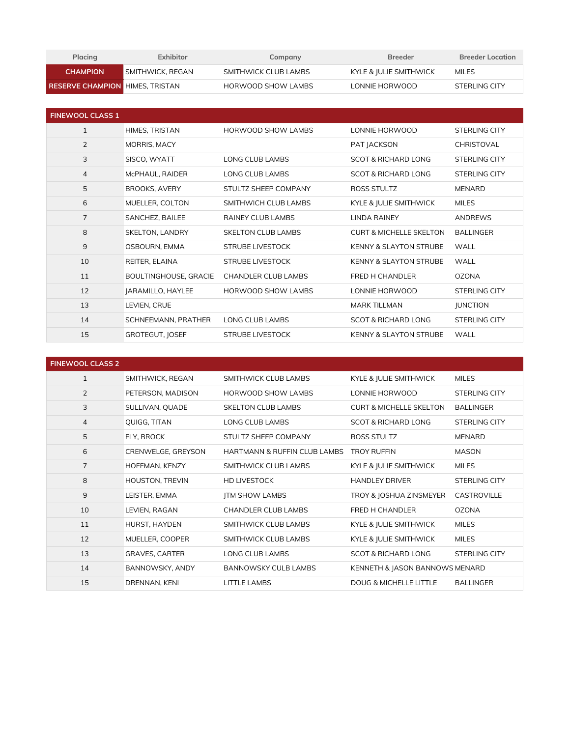| Placing | Exhibitor | Company | Breeder | Breeder Location |
|---|---|---|---|---|
| **CHAMPION** | SMITHWICK, REGAN | SMITHWICK CLUB LAMBS | KYLE & JULIE SMITHWICK | MILES |
| **RESERVE CHAMPION** | HIMES, TRISTAN | HORWOOD SHOW LAMBS | LONNIE HORWOOD | STERLING CITY |

| FINEWOOL CLASS 1 | | | | |
|---|---|---|---|---|
| 1 | HIMES, TRISTAN | HORWOOD SHOW LAMBS | LONNIE HORWOOD | STERLING CITY |
| 2 | MORRIS, MACY | | PAT JACKSON | CHRISTOVAL |
| 3 | SISCO, WYATT | LONG CLUB LAMBS | SCOT & RICHARD LONG | STERLING CITY |
| 4 | McPHAUL, RAIDER | LONG CLUB LAMBS | SCOT & RICHARD LONG | STERLING CITY |
| 5 | BROOKS, AVERY | STULTZ SHEEP COMPANY | ROSS STULTZ | MENARD |
| 6 | MUELLER, COLTON | SMITHWICH CLUB LAMBS | KYLE & JULIE SMITHWICK | MILES |
| 7 | SANCHEZ, BAILEE | RAINEY CLUB LAMBS | LINDA RAINEY | ANDREWS |
| 8 | SKELTON, LANDRY | SKELTON CLUB LAMBS | CURT & MICHELLE SKELTON | BALLINGER |
| 9 | OSBOURN, EMMA | STRUBE LIVESTOCK | KENNY & SLAYTON STRUBE | WALL |
| 10 | REITER, ELAINA | STRUBE LIVESTOCK | KENNY & SLAYTON STRUBE | WALL |
| 11 | BOULTINGHOUSE, GRACIE | CHANDLER CLUB LAMBS | FRED H CHANDLER | OZONA |
| 12 | JARAMILLO, HAYLEE | HORWOOD SHOW LAMBS | LONNIE HORWOOD | STERLING CITY |
| 13 | LEVIEN, CRUE | | MARK TILLMAN | JUNCTION |
| 14 | SCHNEEMANN, PRATHER | LONG CLUB LAMBS | SCOT & RICHARD LONG | STERLING CITY |
| 15 | GROTEGUT, JOSEF | STRUBE LIVESTOCK | KENNY & SLAYTON STRUBE | WALL |

| FINEWOOL CLASS 2 | | | | |
|---|---|---|---|---|
| 1 | SMITHWICK, REGAN | SMITHWICK CLUB LAMBS | KYLE & JULIE SMITHWICK | MILES |
| 2 | PETERSON, MADISON | HORWOOD SHOW LAMBS | LONNIE HORWOOD | STERLING CITY |
| 3 | SULLIVAN, QUADE | SKELTON CLUB LAMBS | CURT & MICHELLE SKELTON | BALLINGER |
| 4 | QUIGG, TITAN | LONG CLUB LAMBS | SCOT & RICHARD LONG | STERLING CITY |
| 5 | FLY, BROCK | STULTZ SHEEP COMPANY | ROSS STULTZ | MENARD |
| 6 | CRENWELGE, GREYSON | HARTMANN & RUFFIN CLUB LAMBS | TROY RUFFIN | MASON |
| 7 | HOFFMAN, KENZY | SMITHWICK CLUB LAMBS | KYLE & JULIE SMITHWICK | MILES |
| 8 | HOUSTON, TREVIN | HD LIVESTOCK | HANDLEY DRIVER | STERLING CITY |
| 9 | LEISTER, EMMA | JTM SHOW LAMBS | TROY & JOSHUA ZINSMEYER | CASTROVILLE |
| 10 | LEVIEN, RAGAN | CHANDLER CLUB LAMBS | FRED H CHANDLER | OZONA |
| 11 | HURST, HAYDEN | SMITHWICK CLUB LAMBS | KYLE & JULIE SMITHWICK | MILES |
| 12 | MUELLER, COOPER | SMITHWICK CLUB LAMBS | KYLE & JULIE SMITHWICK | MILES |
| 13 | GRAVES, CARTER | LONG CLUB LAMBS | SCOT & RICHARD LONG | STERLING CITY |
| 14 | BANNOWSKY, ANDY | BANNOWSKY CULB LAMBS | KENNETH & JASON BANNOWS | MENARD |
| 15 | DRENNAN, KENI | LITTLE LAMBS | DOUG & MICHELLE LITTLE | BALLINGER |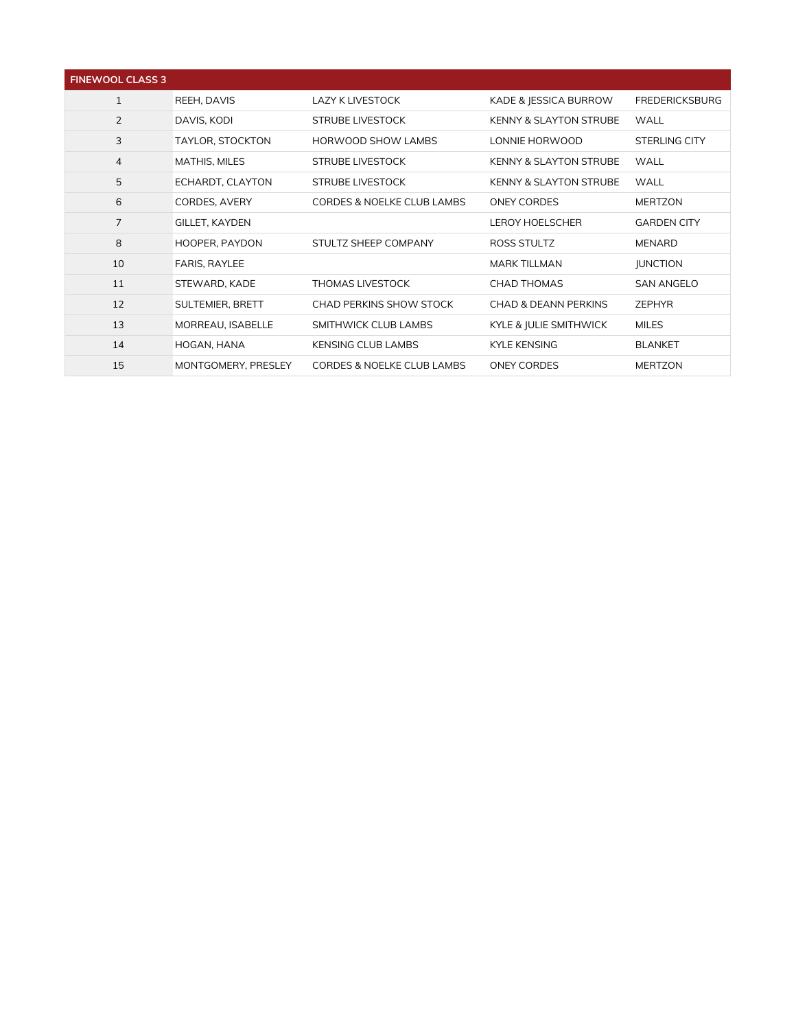| FINEWOOL CLASS 3 | | | | |
|---|---|---|---|---|
| 1 | REEH, DAVIS | LAZY K LIVESTOCK | KADE & JESSICA BURROW | FREDERICKSBURG |
| 2 | DAVIS, KODI | STRUBE LIVESTOCK | KENNY & SLAYTON STRUBE | WALL |
| 3 | TAYLOR, STOCKTON | HORWOOD SHOW LAMBS | LONNIE HORWOOD | STERLING CITY |
| 4 | MATHIS, MILES | STRUBE LIVESTOCK | KENNY & SLAYTON STRUBE | WALL |
| 5 | ECHARDT, CLAYTON | STRUBE LIVESTOCK | KENNY & SLAYTON STRUBE | WALL |
| 6 | CORDES, AVERY | CORDES & NOELKE CLUB LAMBS | ONEY CORDES | MERTZON |
| 7 | GILLET, KAYDEN | | LEROY HOELSCHER | GARDEN CITY |
| 8 | HOOPER, PAYDON | STULTZ SHEEP COMPANY | ROSS STULTZ | MENARD |
| 10 | FARIS, RAYLEE | | MARK TILLMAN | JUNCTION |
| 11 | STEWARD, KADE | THOMAS LIVESTOCK | CHAD THOMAS | SAN ANGELO |
| 12 | SULTEMIER, BRETT | CHAD PERKINS SHOW STOCK | CHAD & DEANN PERKINS | ZEPHYR |
| 13 | MORREAU, ISABELLE | SMITHWICK CLUB LAMBS | KYLE & JULIE SMITHWICK | MILES |
| 14 | HOGAN, HANA | KENSING CLUB LAMBS | KYLE KENSING | BLANKET |
| 15 | MONTGOMERY, PRESLEY | CORDES & NOELKE CLUB LAMBS | ONEY CORDES | MERTZON |